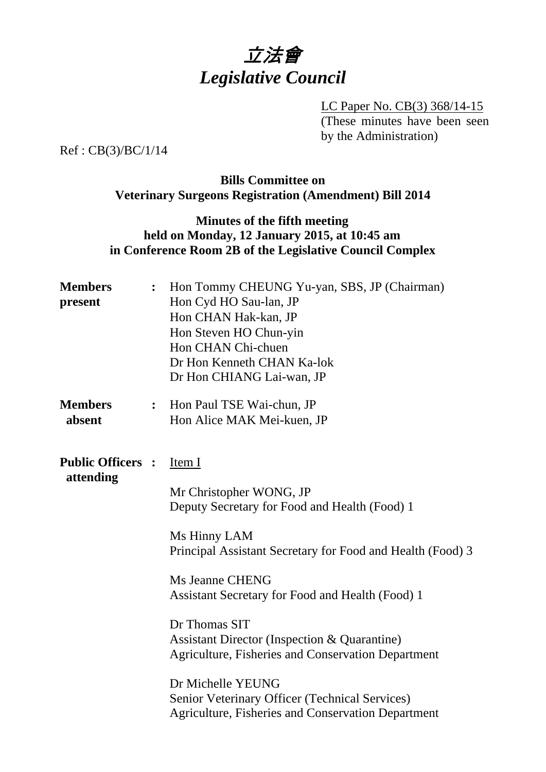# 立法會
# *Legislative Council*

LC Paper No. CB(3) 368/14-15
(These minutes have been seen by the Administration)

Ref : CB(3)/BC/1/14

**Bills Committee on**
**Veterinary Surgeons Registration (Amendment) Bill 2014**

**Minutes of the fifth meeting**
**held on Monday, 12 January 2015, at 10:45 am**
**in Conference Room 2B of the Legislative Council Complex**

**Members present** **:**
Hon Tommy CHEUNG Yu-yan, SBS, JP (Chairman)
Hon Cyd HO Sau-lan, JP
Hon CHAN Hak-kan, JP
Hon Steven HO Chun-yin
Hon CHAN Chi-chuen
Dr Hon Kenneth CHAN Ka-lok
Dr Hon CHIANG Lai-wan, JP

**Members absent** **:**
Hon Paul TSE Wai-chun, JP
Hon Alice MAK Mei-kuen, JP

**Public Officers attending** **:**
Item I

Mr Christopher WONG, JP
Deputy Secretary for Food and Health (Food) 1

Ms Hinny LAM
Principal Assistant Secretary for Food and Health (Food) 3

Ms Jeanne CHENG
Assistant Secretary for Food and Health (Food) 1

Dr Thomas SIT
Assistant Director (Inspection & Quarantine)
Agriculture, Fisheries and Conservation Department

Dr Michelle YEUNG
Senior Veterinary Officer (Technical Services)
Agriculture, Fisheries and Conservation Department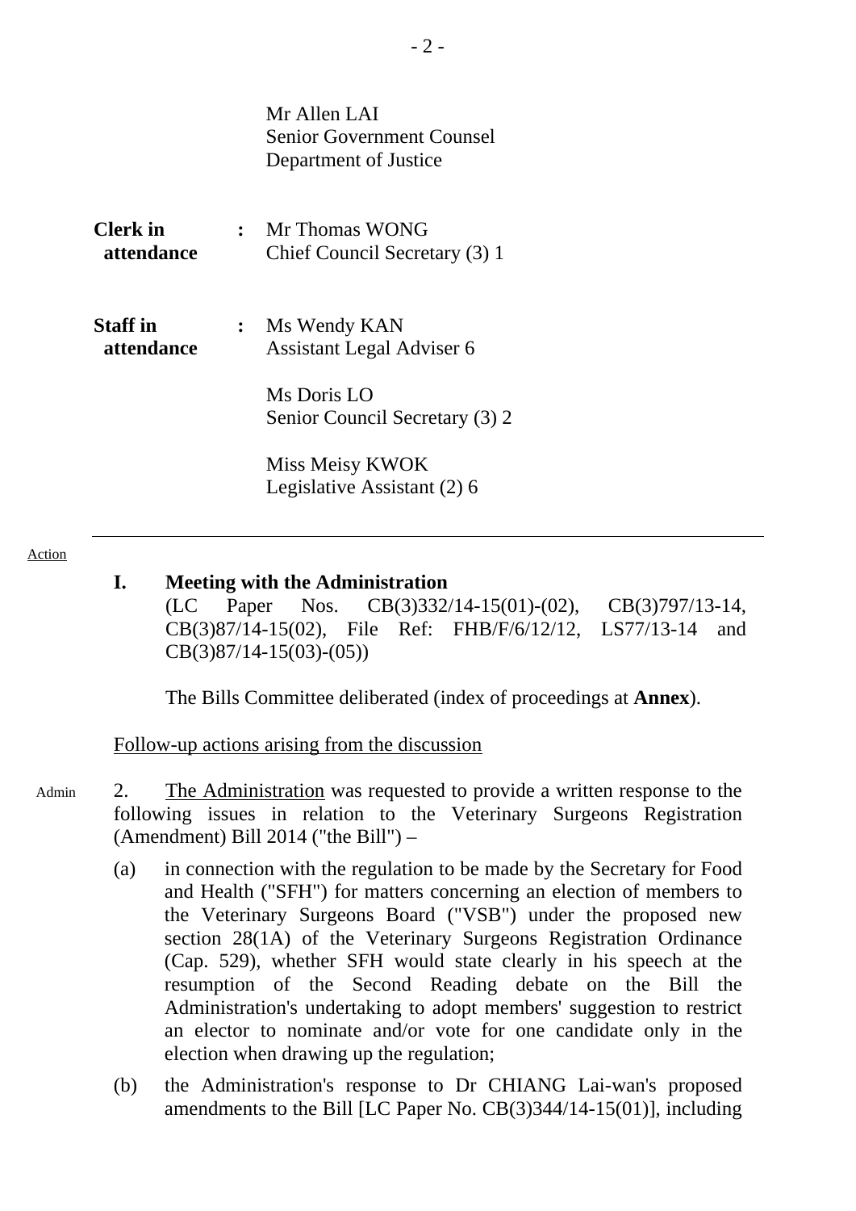Mr Allen LAI
Senior Government Counsel
Department of Justice

| | | |
|---|---|---|
| **Clerk in attendance** | : | Mr Thomas WONG<br>Chief Council Secretary (3) 1 |
| **Staff in attendance** | : | Ms Wendy KAN<br>Assistant Legal Adviser 6<br><br>Ms Doris LO<br>Senior Council Secretary (3) 2<br><br>Miss Meisy KWOK<br>Legislative Assistant (2) 6 |

---

Action

**I. Meeting with the Administration**
(LC Paper Nos. CB(3)332/14-15(01)-(02), CB(3)797/13-14, CB(3)87/14-15(02), File Ref: FHB/F/6/12/12, LS77/13-14 and CB(3)87/14-15(03)-(05))

The Bills Committee deliberated (index of proceedings at **Annex**).

Follow-up actions arising from the discussion

Admin

2. The Administration was requested to provide a written response to the following issues in relation to the Veterinary Surgeons Registration (Amendment) Bill 2014 ("the Bill") –

(a) in connection with the regulation to be made by the Secretary for Food and Health ("SFH") for matters concerning an election of members to the Veterinary Surgeons Board ("VSB") under the proposed new section 28(1A) of the Veterinary Surgeons Registration Ordinance (Cap. 529), whether SFH would state clearly in his speech at the resumption of the Second Reading debate on the Bill the Administration's undertaking to adopt members' suggestion to restrict an elector to nominate and/or vote for one candidate only in the election when drawing up the regulation;

(b) the Administration's response to Dr CHIANG Lai-wan's proposed amendments to the Bill [LC Paper No. CB(3)344/14-15(01)], including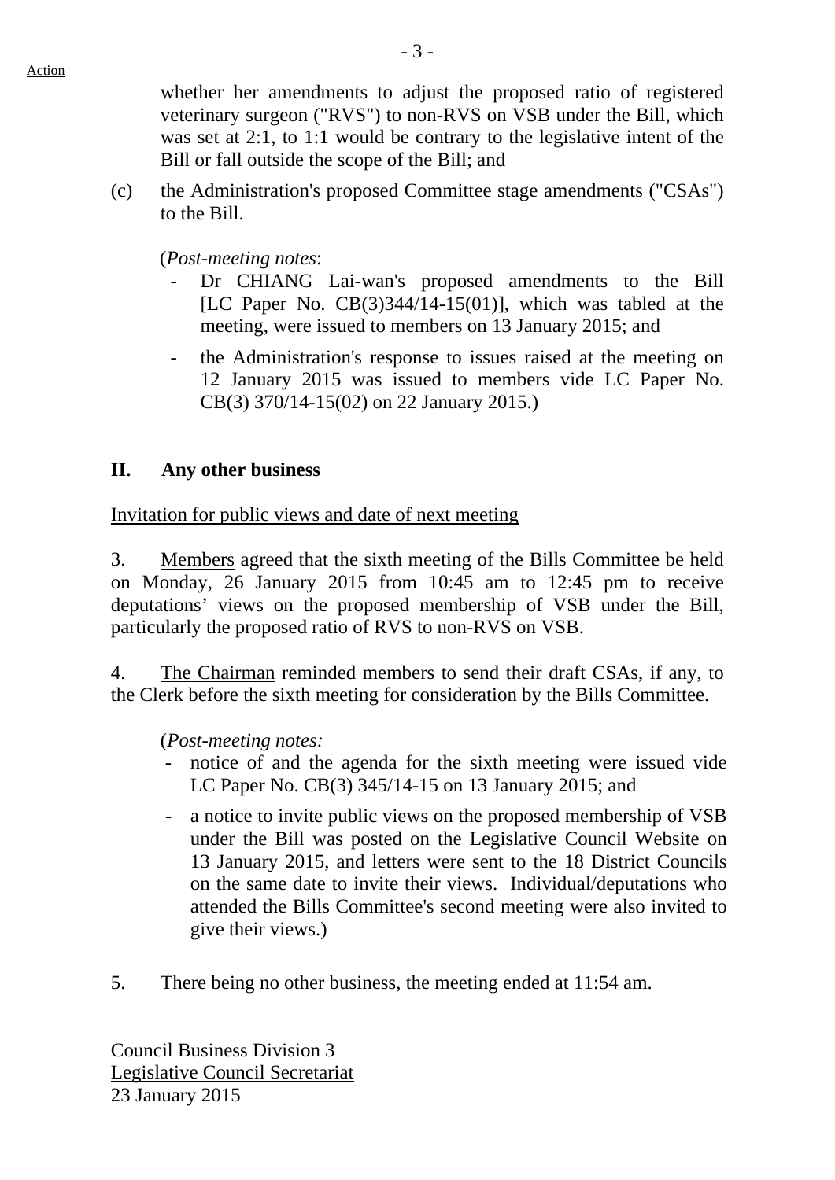whether her amendments to adjust the proposed ratio of registered veterinary surgeon ("RVS") to non-RVS on VSB under the Bill, which was set at 2:1, to 1:1 would be contrary to the legislative intent of the Bill or fall outside the scope of the Bill; and

(c) the Administration's proposed Committee stage amendments ("CSAs") to the Bill.

(*Post-meeting notes*:

- Dr CHIANG Lai-wan's proposed amendments to the Bill [LC Paper No. CB(3)344/14-15(01)], which was tabled at the meeting, were issued to members on 13 January 2015; and
- the Administration's response to issues raised at the meeting on 12 January 2015 was issued to members vide LC Paper No. CB(3) 370/14-15(02) on 22 January 2015.)

## II. Any other business

Invitation for public views and date of next meeting

3. Members agreed that the sixth meeting of the Bills Committee be held on Monday, 26 January 2015 from 10:45 am to 12:45 pm to receive deputations' views on the proposed membership of VSB under the Bill, particularly the proposed ratio of RVS to non-RVS on VSB.

4. The Chairman reminded members to send their draft CSAs, if any, to the Clerk before the sixth meeting for consideration by the Bills Committee.

(*Post-meeting notes:*

- notice of and the agenda for the sixth meeting were issued vide LC Paper No. CB(3) 345/14-15 on 13 January 2015; and
- a notice to invite public views on the proposed membership of VSB under the Bill was posted on the Legislative Council Website on 13 January 2015, and letters were sent to the 18 District Councils on the same date to invite their views. Individual/deputations who attended the Bills Committee's second meeting were also invited to give their views.)

5. There being no other business, the meeting ended at 11:54 am.

Council Business Division 3
Legislative Council Secretariat
23 January 2015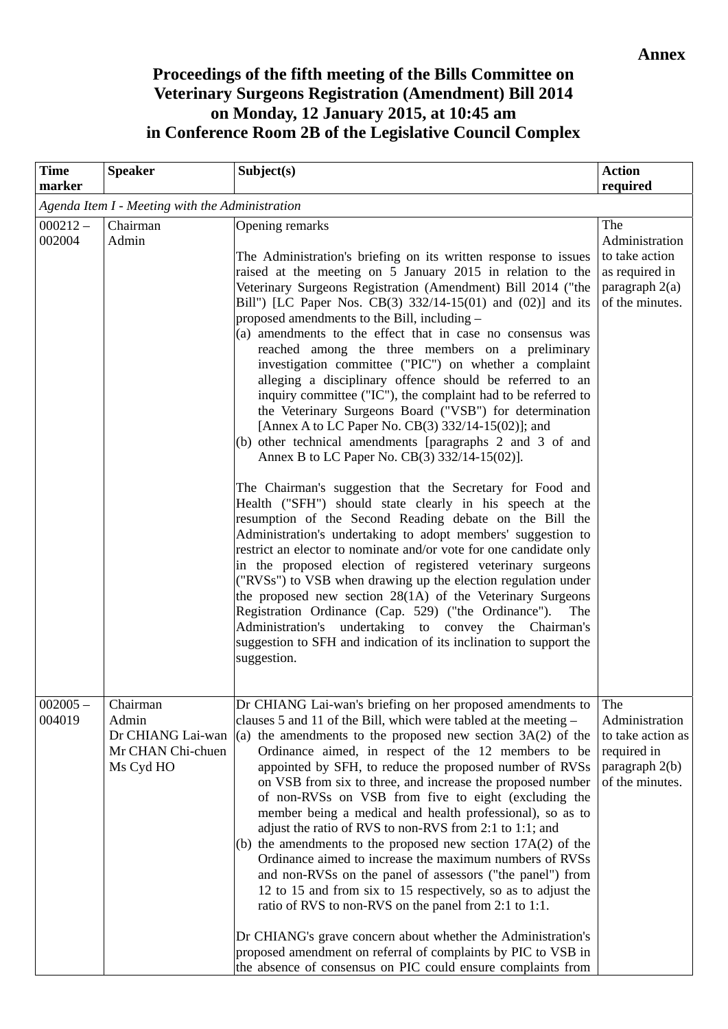**Annex**

# Proceedings of the fifth meeting of the Bills Committee on Veterinary Surgeons Registration (Amendment) Bill 2014 on Monday, 12 January 2015, at 10:45 am in Conference Room 2B of the Legislative Council Complex

| Time marker | Speaker | Subject(s) | Action required |
|---|---|---|---|
| *Agenda Item I - Meeting with the Administration* | | | |
| 000212 – 002004 | Chairman<br>Admin | Opening remarks<br><br>The Administration's briefing on its written response to issues raised at the meeting on 5 January 2015 in relation to the Veterinary Surgeons Registration (Amendment) Bill 2014 ("the Bill") [LC Paper Nos. CB(3) 332/14-15(01) and (02)] and its proposed amendments to the Bill, including –<br>(a) amendments to the effect that in case no consensus was reached among the three members on a preliminary investigation committee ("PIC") on whether a complaint alleging a disciplinary offence should be referred to an inquiry committee ("IC"), the complaint had to be referred to the Veterinary Surgeons Board ("VSB") for determination [Annex A to LC Paper No. CB(3) 332/14-15(02)]; and<br>(b) other technical amendments [paragraphs 2 and 3 of and Annex B to LC Paper No. CB(3) 332/14-15(02)].<br><br>The Chairman's suggestion that the Secretary for Food and Health ("SFH") should state clearly in his speech at the resumption of the Second Reading debate on the Bill the Administration's undertaking to adopt members' suggestion to restrict an elector to nominate and/or vote for one candidate only in the proposed election of registered veterinary surgeons ("RVSs") to VSB when drawing up the election regulation under the proposed new section 28(1A) of the Veterinary Surgeons Registration Ordinance (Cap. 529) ("the Ordinance"). The Administration's undertaking to convey the Chairman's suggestion to SFH and indication of its inclination to support the suggestion. | The Administration to take action as required in paragraph 2(a) of the minutes. |
| 002005 – 004019 | Chairman<br>Admin<br>Dr CHIANG Lai-wan<br>Mr CHAN Chi-chuen<br>Ms Cyd HO | Dr CHIANG Lai-wan's briefing on her proposed amendments to clauses 5 and 11 of the Bill, which were tabled at the meeting –<br>(a) the amendments to the proposed new section 3A(2) of the Ordinance aimed, in respect of the 12 members to be appointed by SFH, to reduce the proposed number of RVSs on VSB from six to three, and increase the proposed number of non-RVSs on VSB from five to eight (excluding the member being a medical and health professional), so as to adjust the ratio of RVS to non-RVS from 2:1 to 1:1; and<br>(b) the amendments to the proposed new section 17A(2) of the Ordinance aimed to increase the maximum numbers of RVSs and non-RVSs on the panel of assessors ("the panel") from 12 to 15 and from six to 15 respectively, so as to adjust the ratio of RVS to non-RVS on the panel from 2:1 to 1:1.<br><br>Dr CHIANG's grave concern about whether the Administration's proposed amendment on referral of complaints by PIC to VSB in the absence of consensus on PIC could ensure complaints from | The Administration to take action as required in paragraph 2(b) of the minutes. |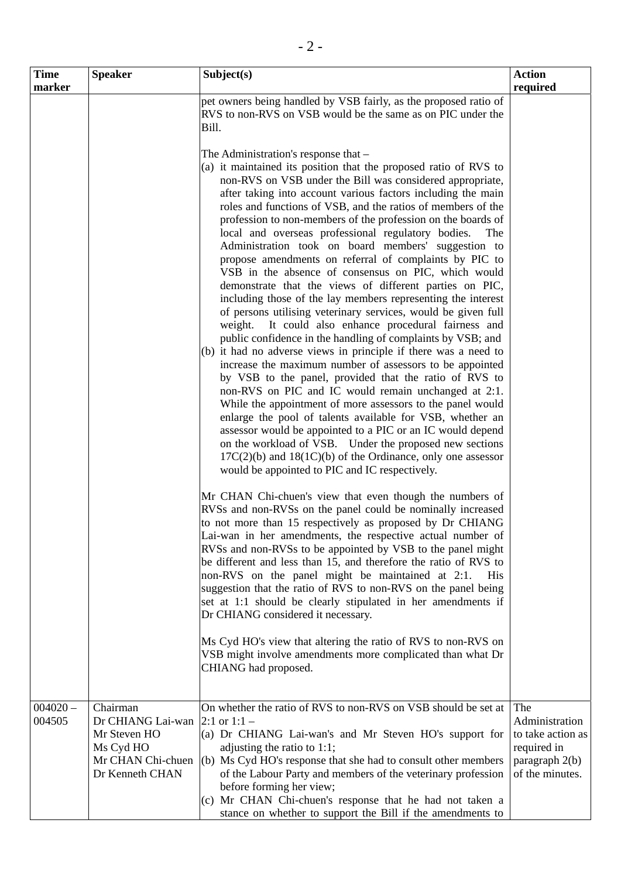| Time marker | Speaker | Subject(s) | Action required |
|---|---|---|---|
| | | pet owners being handled by VSB fairly, as the proposed ratio of RVS to non-RVS on VSB would be the same as on PIC under the Bill.<br><br>The Administration's response that –<br>(a) it maintained its position that the proposed ratio of RVS to non-RVS on VSB under the Bill was considered appropriate, after taking into account various factors including the main roles and functions of VSB, and the ratios of members of the profession to non-members of the profession on the boards of local and overseas professional regulatory bodies. The Administration took on board members' suggestion to propose amendments on referral of complaints by PIC to VSB in the absence of consensus on PIC, which would demonstrate that the views of different parties on PIC, including those of the lay members representing the interest of persons utilising veterinary services, would be given full weight. It could also enhance procedural fairness and public confidence in the handling of complaints by VSB; and<br>(b) it had no adverse views in principle if there was a need to increase the maximum number of assessors to be appointed by VSB to the panel, provided that the ratio of RVS to non-RVS on PIC and IC would remain unchanged at 2:1. While the appointment of more assessors to the panel would enlarge the pool of talents available for VSB, whether an assessor would be appointed to a PIC or an IC would depend on the workload of VSB. Under the proposed new sections 17C(2)(b) and 18(1C)(b) of the Ordinance, only one assessor would be appointed to PIC and IC respectively.<br><br>Mr CHAN Chi-chuen's view that even though the numbers of RVSs and non-RVSs on the panel could be nominally increased to not more than 15 respectively as proposed by Dr CHIANG Lai-wan in her amendments, the respective actual number of RVSs and non-RVSs to be appointed by VSB to the panel might be different and less than 15, and therefore the ratio of RVS to non-RVS on the panel might be maintained at 2:1. His suggestion that the ratio of RVS to non-RVS on the panel being set at 1:1 should be clearly stipulated in her amendments if Dr CHIANG considered it necessary.<br><br>Ms Cyd HO's view that altering the ratio of RVS to non-RVS on VSB might involve amendments more complicated than what Dr CHIANG had proposed. | |
| 004020 – 004505 | Chairman<br>Dr CHIANG Lai-wan<br>Mr Steven HO<br>Ms Cyd HO<br>Mr CHAN Chi-chuen<br>Dr Kenneth CHAN | On whether the ratio of RVS to non-RVS on VSB should be set at 2:1 or 1:1 –<br>(a) Dr CHIANG Lai-wan's and Mr Steven HO's support for adjusting the ratio to 1:1;<br>(b) Ms Cyd HO's response that she had to consult other members of the Labour Party and members of the veterinary profession before forming her view;<br>(c) Mr CHAN Chi-chuen's response that he had not taken a stance on whether to support the Bill if the amendments to | The Administration to take action as required in paragraph 2(b) of the minutes. |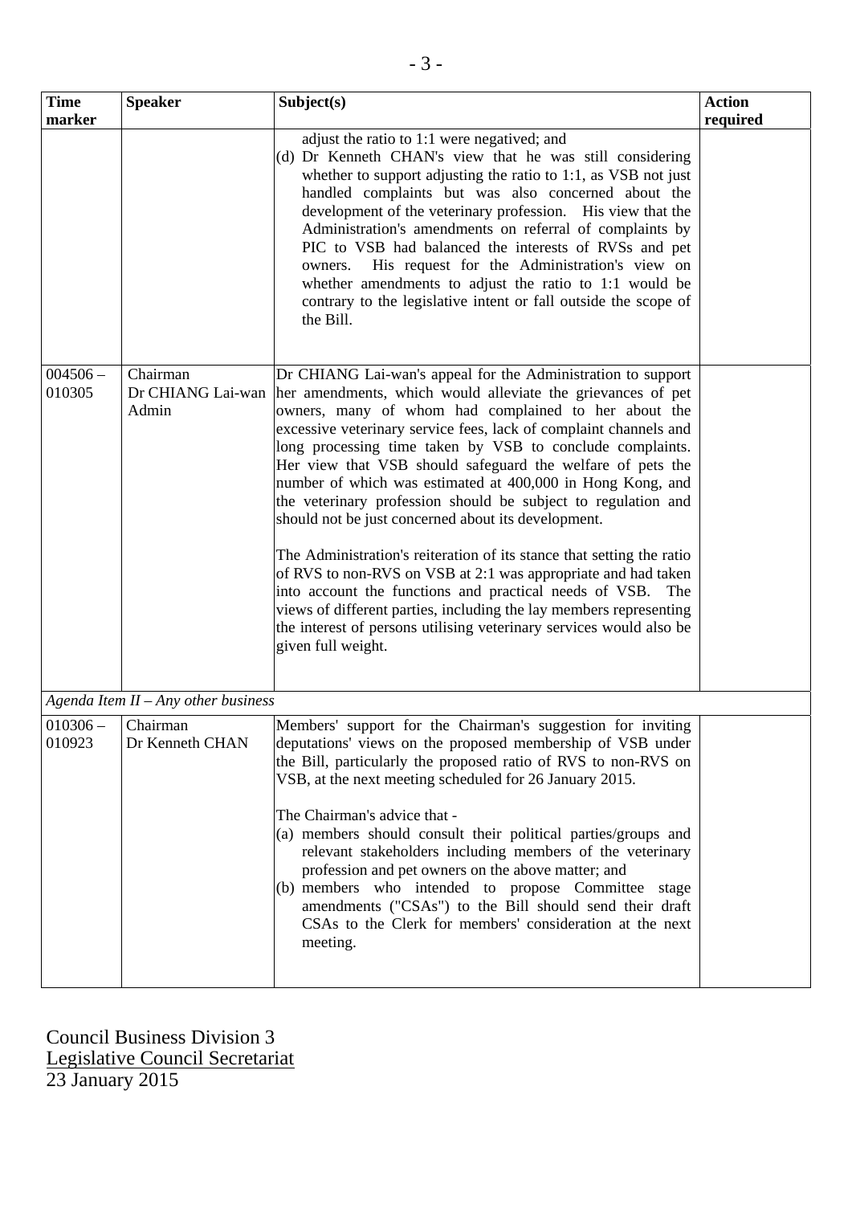| Time marker | Speaker | Subject(s) | Action required |
|---|---|---|---|
| | | adjust the ratio to 1:1 were negatived; and<br>(d) Dr Kenneth CHAN's view that he was still considering whether to support adjusting the ratio to 1:1, as VSB not just handled complaints but was also concerned about the development of the veterinary profession. His view that the Administration's amendments on referral of complaints by PIC to VSB had balanced the interests of RVSs and pet owners. His request for the Administration's view on whether amendments to adjust the ratio to 1:1 would be contrary to the legislative intent or fall outside the scope of the Bill. | |
| 004506 – 010305 | Chairman<br>Dr CHIANG Lai-wan<br>Admin | Dr CHIANG Lai-wan's appeal for the Administration to support her amendments, which would alleviate the grievances of pet owners, many of whom had complained to her about the excessive veterinary service fees, lack of complaint channels and long processing time taken by VSB to conclude complaints. Her view that VSB should safeguard the welfare of pets the number of which was estimated at 400,000 in Hong Kong, and the veterinary profession should be subject to regulation and should not be just concerned about its development.<br><br>The Administration's reiteration of its stance that setting the ratio of RVS to non-RVS on VSB at 2:1 was appropriate and had taken into account the functions and practical needs of VSB. The views of different parties, including the lay members representing the interest of persons utilising veterinary services would also be given full weight. | |
| *Agenda Item II – Any other business* | | | |
| 010306 – 010923 | Chairman<br>Dr Kenneth CHAN | Members' support for the Chairman's suggestion for inviting deputations' views on the proposed membership of VSB under the Bill, particularly the proposed ratio of RVS to non-RVS on VSB, at the next meeting scheduled for 26 January 2015.<br><br>The Chairman's advice that -<br>(a) members should consult their political parties/groups and relevant stakeholders including members of the veterinary profession and pet owners on the above matter; and<br>(b) members who intended to propose Committee stage amendments ("CSAs") to the Bill should send their draft CSAs to the Clerk for members' consideration at the next meeting. | |

Council Business Division 3
Legislative Council Secretariat
23 January 2015